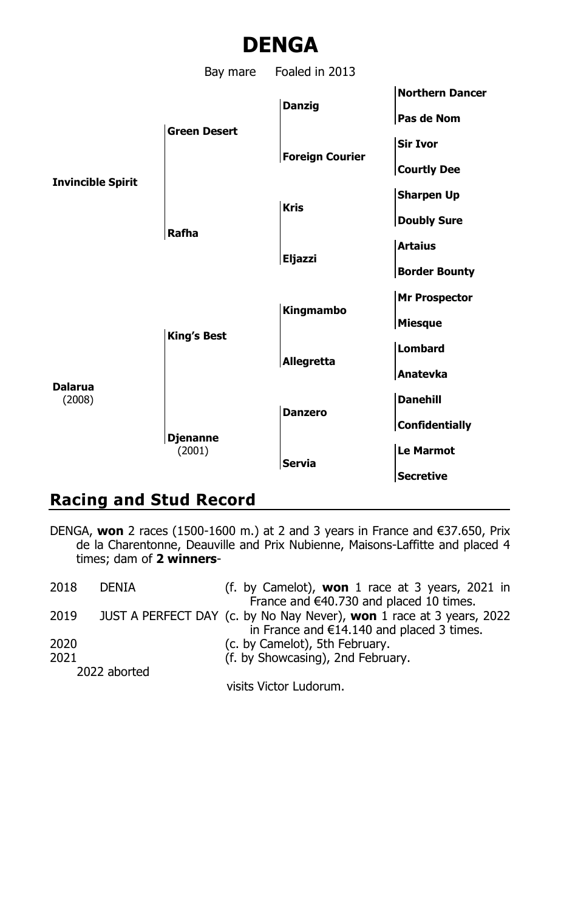# DENGA

Bay mare Foaled in 2013

| | | | |
|---|---|---|---|
| Invincible Spirit | Green Desert | Danzig | Northern Dancer |
| | | | Pas de Nom |
| | | Foreign Courier | Sir Ivor |
| | | | Courtly Dee |
| | Rafha | Kris | Sharpen Up |
| | | | Doubly Sure |
| | | Eljazzi | Artaius |
| | | | Border Bounty |
| Dalarua (2008) | King's Best | Kingmambo | Mr Prospector |
| | | | Miesque |
| | | Allegretta | Lombard |
| | | | Anatevka |
| | Djenanne (2001) | Danzero | Danehill |
| | | | Confidentially |
| | | Servia | Le Marmot |
| | | | Secretive |

## Racing and Stud Record

DENGA, **won** 2 races (1500-1600 m.) at 2 and 3 years in France and €37.650, Prix de la Charentonne, Deauville and Prix Nubienne, Maisons-Laffitte and placed 4 times; dam of **2 winners**-

| | | |
|---|---|---|
| 2018 | DENIA | (f. by Camelot), **won** 1 race at 3 years, 2021 in France and €40.730 and placed 10 times. |
| 2019 | JUST A PERFECT DAY | (c. by No Nay Never), **won** 1 race at 3 years, 2022 in France and €14.140 and placed 3 times. |
| 2020 | | (c. by Camelot), 5th February. |
| 2021 | | (f. by Showcasing), 2nd February. |
| 2022 aborted | | |
| | | visits Victor Ludorum. |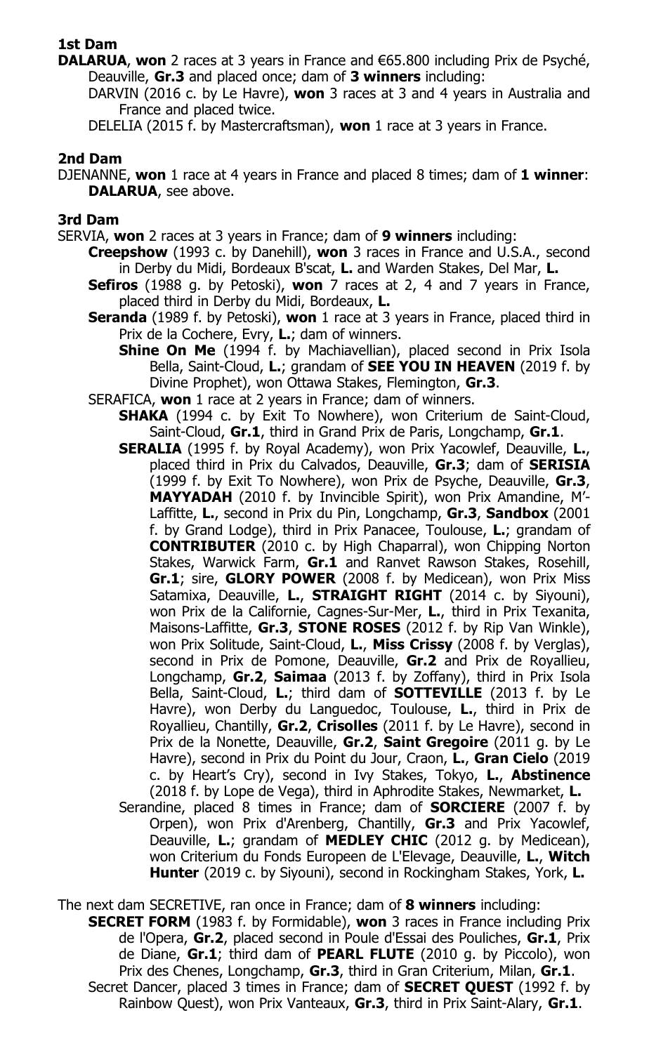**1st Dam**

**DALARUA**, **won** 2 races at 3 years in France and €65.800 including Prix de Psyché, Deauville, **Gr.3** and placed once; dam of **3 winners** including:

DARVIN (2016 c. by Le Havre), **won** 3 races at 3 and 4 years in Australia and France and placed twice.

DELELIA (2015 f. by Mastercraftsman), **won** 1 race at 3 years in France.

**2nd Dam**

DJENANNE, **won** 1 race at 4 years in France and placed 8 times; dam of **1 winner**: **DALARUA**, see above.

**3rd Dam**

SERVIA, **won** 2 races at 3 years in France; dam of **9 winners** including:

**Creepshow** (1993 c. by Danehill), **won** 3 races in France and U.S.A., second in Derby du Midi, Bordeaux B'scat, **L.** and Warden Stakes, Del Mar, **L.**

**Sefiros** (1988 g. by Petoski), **won** 7 races at 2, 4 and 7 years in France, placed third in Derby du Midi, Bordeaux, **L.**

**Seranda** (1989 f. by Petoski), **won** 1 race at 3 years in France, placed third in Prix de la Cochere, Evry, **L.**; dam of winners.

**Shine On Me** (1994 f. by Machiavellian), placed second in Prix Isola Bella, Saint-Cloud, **L.**; grandam of **SEE YOU IN HEAVEN** (2019 f. by Divine Prophet), won Ottawa Stakes, Flemington, **Gr.3**.

SERAFICA, **won** 1 race at 2 years in France; dam of winners.

**SHAKA** (1994 c. by Exit To Nowhere), won Criterium de Saint-Cloud, Saint-Cloud, **Gr.1**, third in Grand Prix de Paris, Longchamp, **Gr.1**.

**SERALIA** (1995 f. by Royal Academy), won Prix Yacowlef, Deauville, **L.**, placed third in Prix du Calvados, Deauville, **Gr.3**; dam of **SERISIA** (1999 f. by Exit To Nowhere), won Prix de Psyche, Deauville, **Gr.3**, **MAYYADAH** (2010 f. by Invincible Spirit), won Prix Amandine, M'-Laffitte, **L.**, second in Prix du Pin, Longchamp, **Gr.3**, **Sandbox** (2001 f. by Grand Lodge), third in Prix Panacee, Toulouse, **L.**; grandam of **CONTRIBUTER** (2010 c. by High Chaparral), won Chipping Norton Stakes, Warwick Farm, **Gr.1** and Ranvet Rawson Stakes, Rosehill, **Gr.1**; sire, **GLORY POWER** (2008 f. by Medicean), won Prix Miss Satamixa, Deauville, **L.**, **STRAIGHT RIGHT** (2014 c. by Siyouni), won Prix de la Californie, Cagnes-Sur-Mer, **L.**, third in Prix Texanita, Maisons-Laffitte, **Gr.3**, **STONE ROSES** (2012 f. by Rip Van Winkle), won Prix Solitude, Saint-Cloud, **L.**, **Miss Crissy** (2008 f. by Verglas), second in Prix de Pomone, Deauville, **Gr.2** and Prix de Royallieu, Longchamp, **Gr.2**, **Saimaa** (2013 f. by Zoffany), third in Prix Isola Bella, Saint-Cloud, **L.**; third dam of **SOTTEVILLE** (2013 f. by Le Havre), won Derby du Languedoc, Toulouse, **L.**, third in Prix de Royallieu, Chantilly, **Gr.2**, **Crisolles** (2011 f. by Le Havre), second in Prix de la Nonette, Deauville, **Gr.2**, **Saint Gregoire** (2011 g. by Le Havre), second in Prix du Point du Jour, Craon, **L.**, **Gran Cielo** (2019 c. by Heart's Cry), second in Ivy Stakes, Tokyo, **L.**, **Abstinence** (2018 f. by Lope de Vega), third in Aphrodite Stakes, Newmarket, **L.**

Serandine, placed 8 times in France; dam of **SORCIERE** (2007 f. by Orpen), won Prix d'Arenberg, Chantilly, **Gr.3** and Prix Yacowlef, Deauville, **L.**; grandam of **MEDLEY CHIC** (2012 g. by Medicean), won Criterium du Fonds Europeen de L'Elevage, Deauville, **L.**, **Witch Hunter** (2019 c. by Siyouni), second in Rockingham Stakes, York, **L.**

The next dam SECRETIVE, ran once in France; dam of **8 winners** including:

**SECRET FORM** (1983 f. by Formidable), **won** 3 races in France including Prix de l'Opera, **Gr.2**, placed second in Poule d'Essai des Pouliches, **Gr.1**, Prix de Diane, **Gr.1**; third dam of **PEARL FLUTE** (2010 g. by Piccolo), won Prix des Chenes, Longchamp, **Gr.3**, third in Gran Criterium, Milan, **Gr.1**.

Secret Dancer, placed 3 times in France; dam of **SECRET QUEST** (1992 f. by Rainbow Quest), won Prix Vanteaux, **Gr.3**, third in Prix Saint-Alary, **Gr.1**.